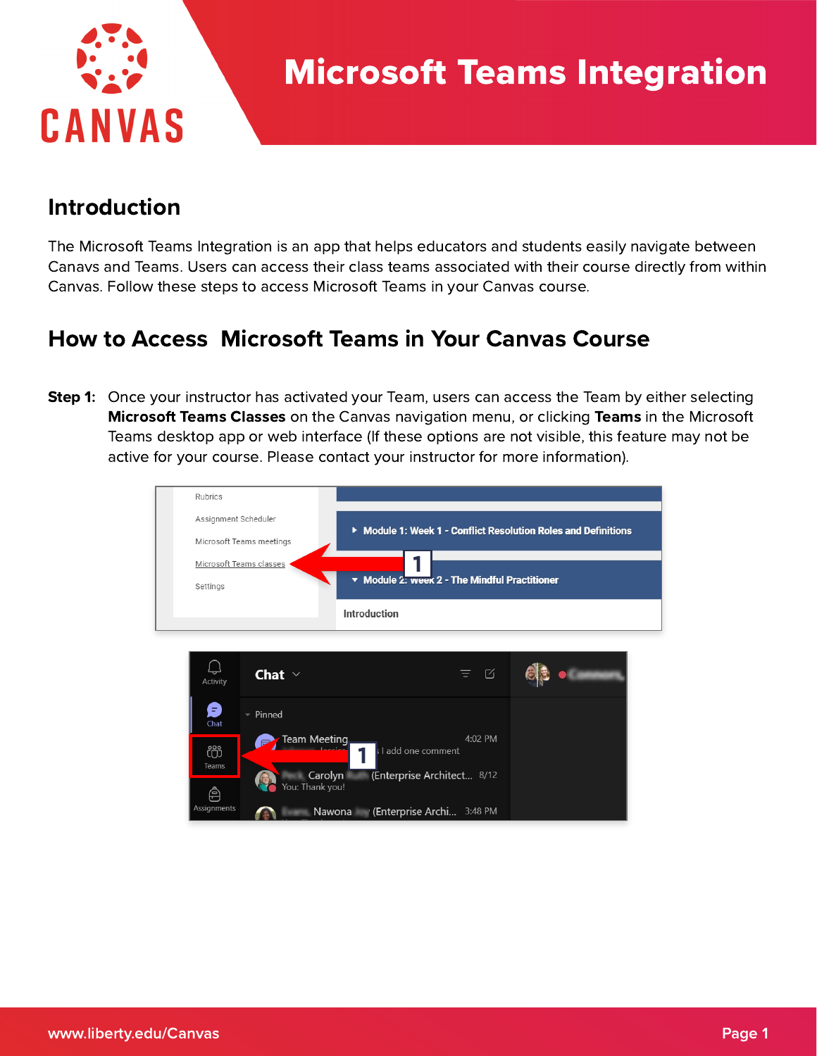# Microsoft Teams Integration

## Introduction

The Microsoft Teams Integration is an app that helps educators and students easily navigate between Canavs and Teams. Users can access their class teams associated with their course directly from within Canvas. Follow these steps to access Microsoft Teams in your Canvas course.

## How to Access Microsoft Teams in Your Canvas Course

**Step 1:** Once your instructor has activated your Team, users can access the Team by either selecting **Microsoft Teams Classes** on the Canvas navigation menu, or clicking **Teams** in the Microsoft Teams desktop app or web interface (If these options are not visible, this feature may not be active for your course. Please contact your instructor for more information).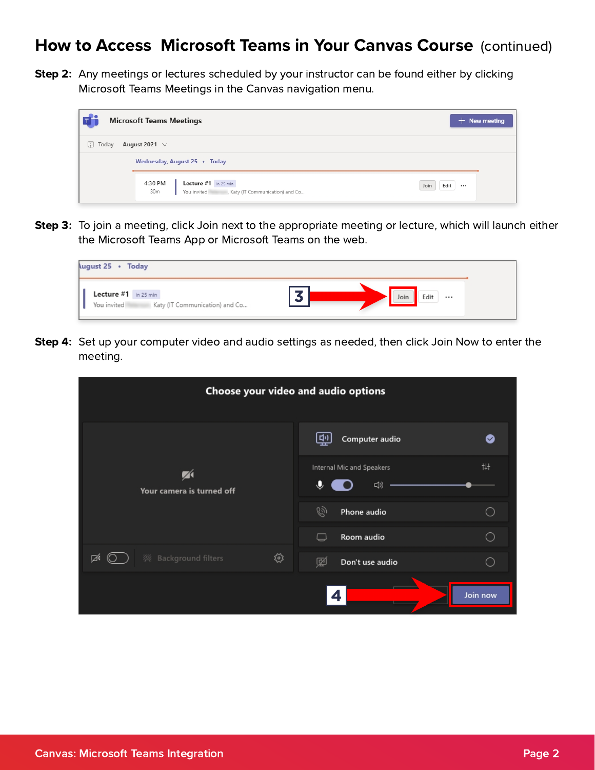## How to Access Microsoft Teams in Your Canvas Course (continued)

**Step 2:** Any meetings or lectures scheduled by your instructor can be found either by clicking Microsoft Teams Meetings in the Canvas navigation menu.

**Step 3:** To join a meeting, click Join next to the appropriate meeting or lecture, which will launch either the Microsoft Teams App or Microsoft Teams on the web.

**Step 4:** Set up your computer video and audio settings as needed, then click Join Now to enter the meeting.